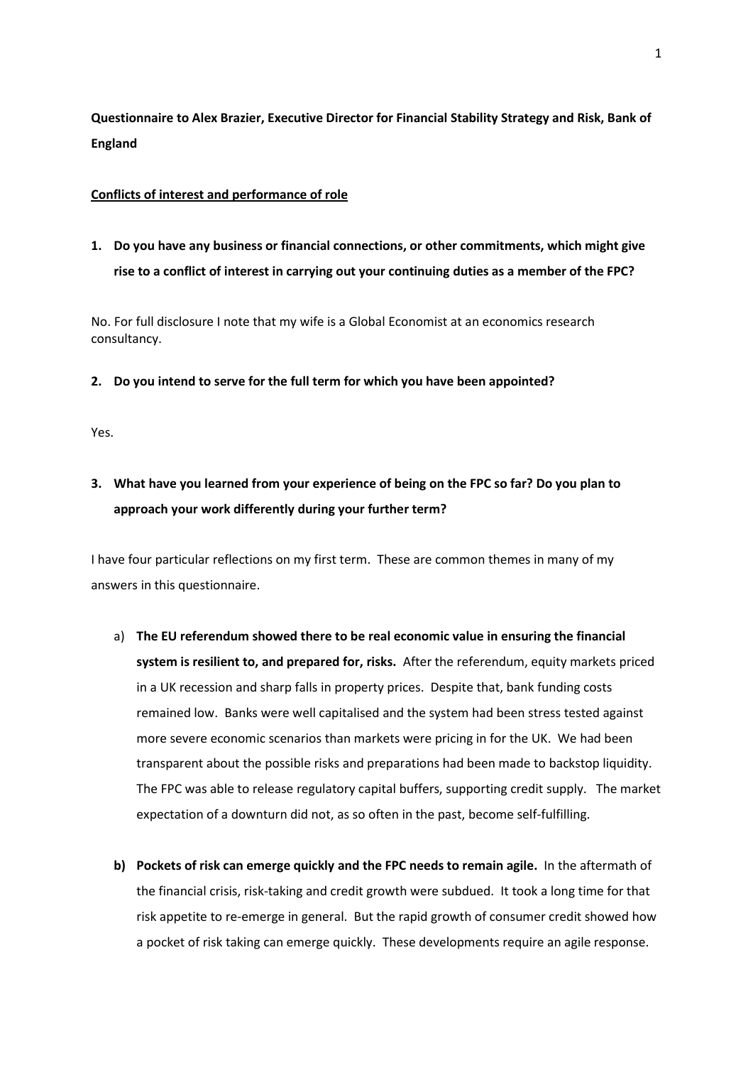**Questionnaire to Alex Brazier, Executive Director for Financial Stability Strategy and Risk, Bank of England**

**Conflicts of interest and performance of role**

1. **Do you have any business or financial connections, or other commitments, which might give rise to a conflict of interest in carrying out your continuing duties as a member of the FPC?**

No. For full disclosure I note that my wife is a Global Economist at an economics research consultancy.

2. **Do you intend to serve for the full term for which you have been appointed?**

Yes.

3. **What have you learned from your experience of being on the FPC so far? Do you plan to approach your work differently during your further term?**

I have four particular reflections on my first term. These are common themes in many of my answers in this questionnaire.

a) **The EU referendum showed there to be real economic value in ensuring the financial system is resilient to, and prepared for, risks.** After the referendum, equity markets priced in a UK recession and sharp falls in property prices. Despite that, bank funding costs remained low. Banks were well capitalised and the system had been stress tested against more severe economic scenarios than markets were pricing in for the UK. We had been transparent about the possible risks and preparations had been made to backstop liquidity. The FPC was able to release regulatory capital buffers, supporting credit supply. The market expectation of a downturn did not, as so often in the past, become self-fulfilling.

b) **Pockets of risk can emerge quickly and the FPC needs to remain agile.** In the aftermath of the financial crisis, risk-taking and credit growth were subdued. It took a long time for that risk appetite to re-emerge in general. But the rapid growth of consumer credit showed how a pocket of risk taking can emerge quickly. These developments require an agile response.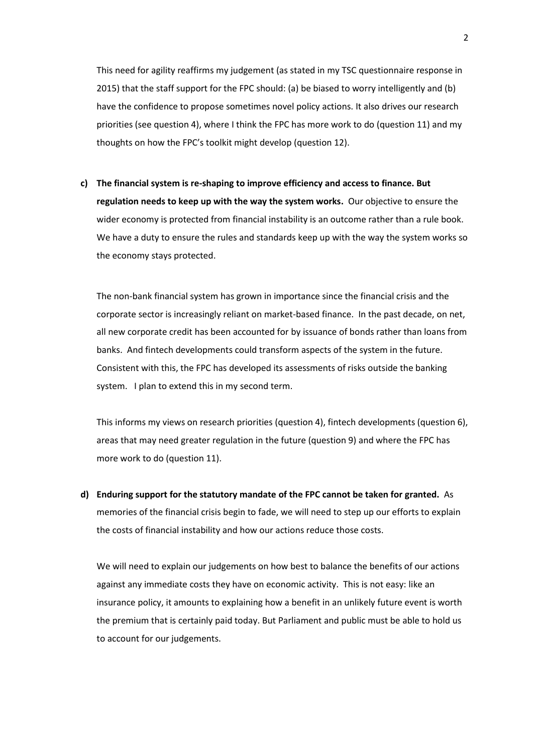This need for agility reaffirms my judgement (as stated in my TSC questionnaire response in 2015) that the staff support for the FPC should: (a) be biased to worry intelligently and (b) have the confidence to propose sometimes novel policy actions. It also drives our research priorities (see question 4), where I think the FPC has more work to do (question 11) and my thoughts on how the FPC's toolkit might develop (question 12).

c) **The financial system is re-shaping to improve efficiency and access to finance. But regulation needs to keep up with the way the system works.** Our objective to ensure the wider economy is protected from financial instability is an outcome rather than a rule book. We have a duty to ensure the rules and standards keep up with the way the system works so the economy stays protected.

The non-bank financial system has grown in importance since the financial crisis and the corporate sector is increasingly reliant on market-based finance. In the past decade, on net, all new corporate credit has been accounted for by issuance of bonds rather than loans from banks. And fintech developments could transform aspects of the system in the future. Consistent with this, the FPC has developed its assessments of risks outside the banking system. I plan to extend this in my second term.

This informs my views on research priorities (question 4), fintech developments (question 6), areas that may need greater regulation in the future (question 9) and where the FPC has more work to do (question 11).

d) **Enduring support for the statutory mandate of the FPC cannot be taken for granted.** As memories of the financial crisis begin to fade, we will need to step up our efforts to explain the costs of financial instability and how our actions reduce those costs.

We will need to explain our judgements on how best to balance the benefits of our actions against any immediate costs they have on economic activity. This is not easy: like an insurance policy, it amounts to explaining how a benefit in an unlikely future event is worth the premium that is certainly paid today. But Parliament and public must be able to hold us to account for our judgements.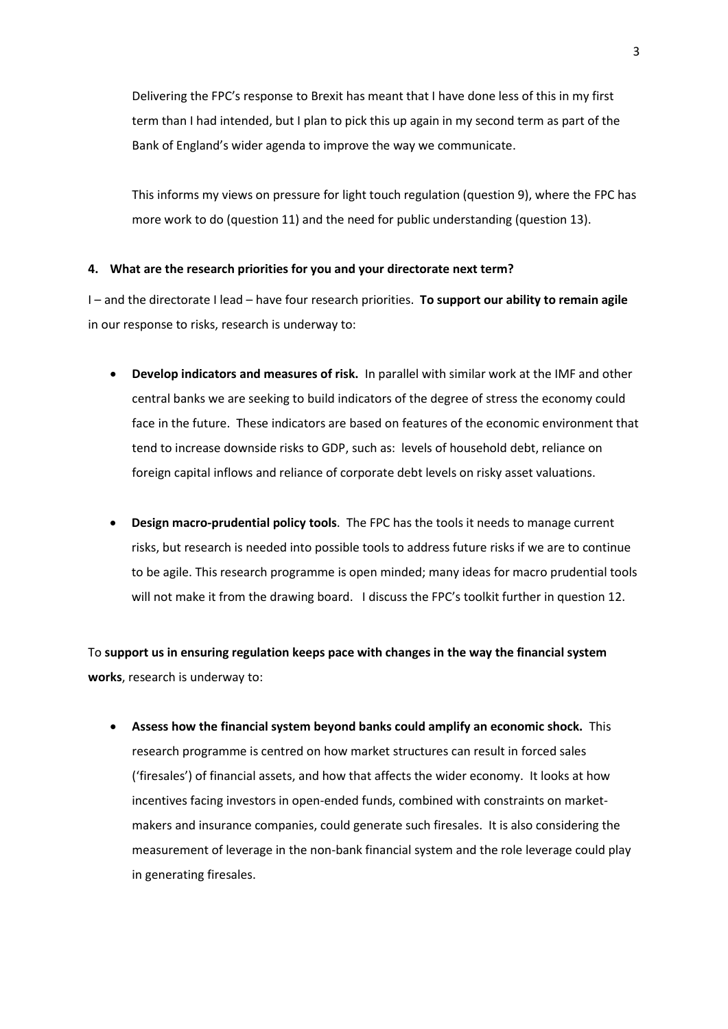Delivering the FPC's response to Brexit has meant that I have done less of this in my first term than I had intended, but I plan to pick this up again in my second term as part of the Bank of England's wider agenda to improve the way we communicate.

This informs my views on pressure for light touch regulation (question 9), where the FPC has more work to do (question 11) and the need for public understanding (question 13).

**4. What are the research priorities for you and your directorate next term?**

I – and the directorate I lead – have four research priorities. **To support our ability to remain agile** in our response to risks, research is underway to:

- **Develop indicators and measures of risk.** In parallel with similar work at the IMF and other central banks we are seeking to build indicators of the degree of stress the economy could face in the future. These indicators are based on features of the economic environment that tend to increase downside risks to GDP, such as: levels of household debt, reliance on foreign capital inflows and reliance of corporate debt levels on risky asset valuations.

- **Design macro-prudential policy tools**. The FPC has the tools it needs to manage current risks, but research is needed into possible tools to address future risks if we are to continue to be agile. This research programme is open minded; many ideas for macro prudential tools will not make it from the drawing board. I discuss the FPC's toolkit further in question 12.

To **support us in ensuring regulation keeps pace with changes in the way the financial system works**, research is underway to:

- **Assess how the financial system beyond banks could amplify an economic shock.** This research programme is centred on how market structures can result in forced sales ('firesales') of financial assets, and how that affects the wider economy. It looks at how incentives facing investors in open-ended funds, combined with constraints on market-makers and insurance companies, could generate such firesales. It is also considering the measurement of leverage in the non-bank financial system and the role leverage could play in generating firesales.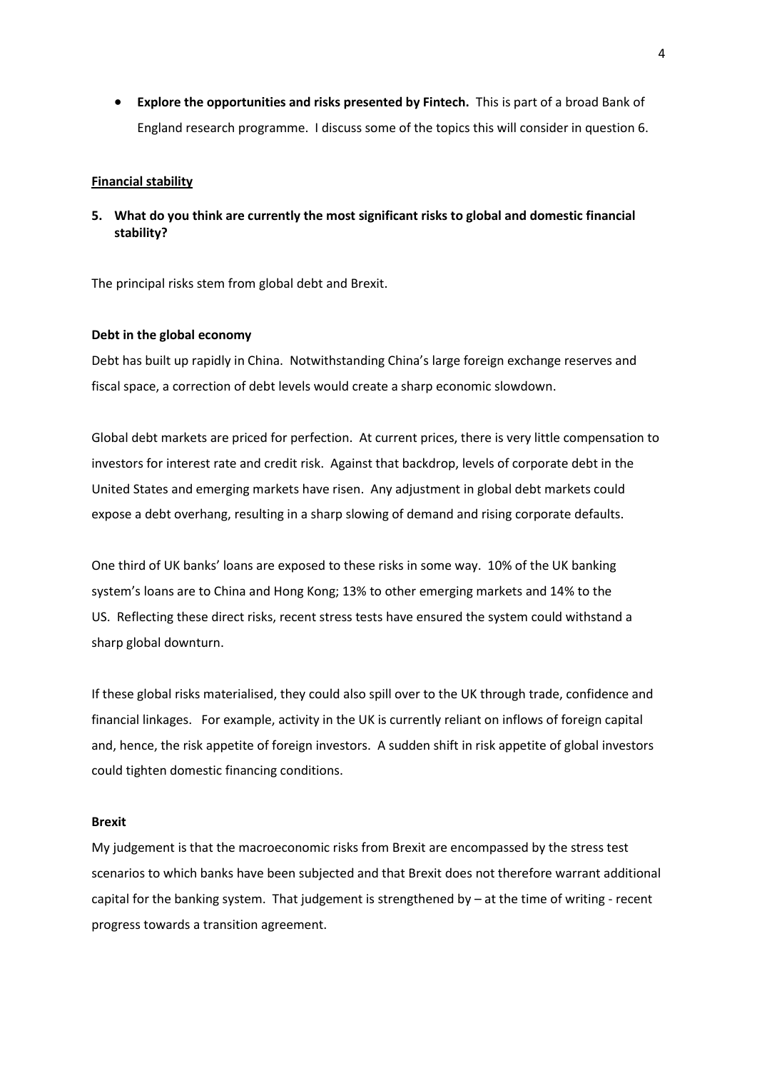- **Explore the opportunities and risks presented by Fintech.** This is part of a broad Bank of England research programme. I discuss some of the topics this will consider in question 6.

## Financial stability

### 5. What do you think are currently the most significant risks to global and domestic financial stability?

The principal risks stem from global debt and Brexit.

**Debt in the global economy**

Debt has built up rapidly in China. Notwithstanding China's large foreign exchange reserves and fiscal space, a correction of debt levels would create a sharp economic slowdown.

Global debt markets are priced for perfection. At current prices, there is very little compensation to investors for interest rate and credit risk. Against that backdrop, levels of corporate debt in the United States and emerging markets have risen. Any adjustment in global debt markets could expose a debt overhang, resulting in a sharp slowing of demand and rising corporate defaults.

One third of UK banks' loans are exposed to these risks in some way. 10% of the UK banking system's loans are to China and Hong Kong; 13% to other emerging markets and 14% to the US. Reflecting these direct risks, recent stress tests have ensured the system could withstand a sharp global downturn.

If these global risks materialised, they could also spill over to the UK through trade, confidence and financial linkages. For example, activity in the UK is currently reliant on inflows of foreign capital and, hence, the risk appetite of foreign investors. A sudden shift in risk appetite of global investors could tighten domestic financing conditions.

**Brexit**

My judgement is that the macroeconomic risks from Brexit are encompassed by the stress test scenarios to which banks have been subjected and that Brexit does not therefore warrant additional capital for the banking system. That judgement is strengthened by – at the time of writing - recent progress towards a transition agreement.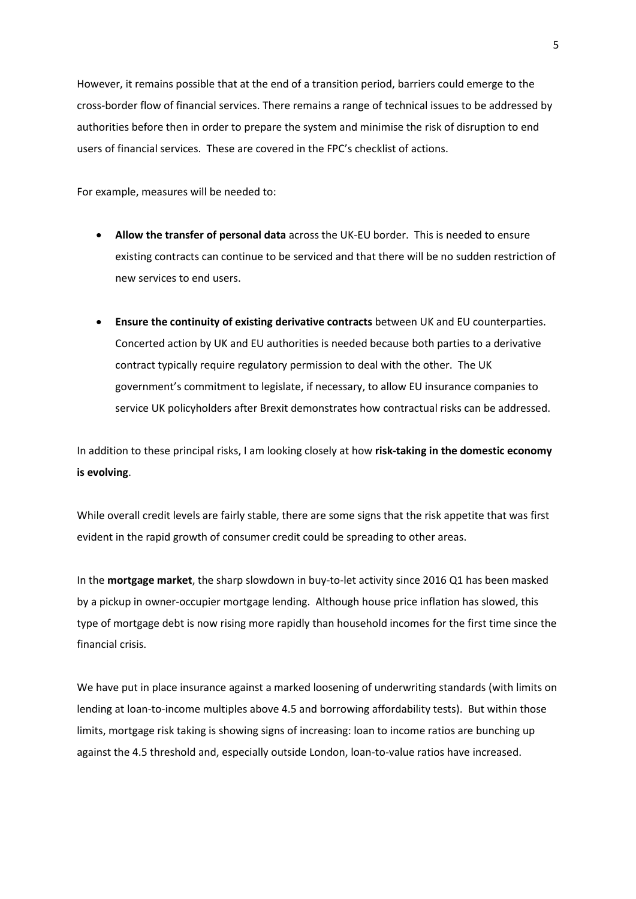However, it remains possible that at the end of a transition period, barriers could emerge to the cross-border flow of financial services. There remains a range of technical issues to be addressed by authorities before then in order to prepare the system and minimise the risk of disruption to end users of financial services. These are covered in the FPC's checklist of actions.

For example, measures will be needed to:

- **Allow the transfer of personal data** across the UK-EU border. This is needed to ensure existing contracts can continue to be serviced and that there will be no sudden restriction of new services to end users.

- **Ensure the continuity of existing derivative contracts** between UK and EU counterparties. Concerted action by UK and EU authorities is needed because both parties to a derivative contract typically require regulatory permission to deal with the other. The UK government's commitment to legislate, if necessary, to allow EU insurance companies to service UK policyholders after Brexit demonstrates how contractual risks can be addressed.

In addition to these principal risks, I am looking closely at how **risk-taking in the domestic economy is evolving**.

While overall credit levels are fairly stable, there are some signs that the risk appetite that was first evident in the rapid growth of consumer credit could be spreading to other areas.

In the **mortgage market**, the sharp slowdown in buy-to-let activity since 2016 Q1 has been masked by a pickup in owner-occupier mortgage lending. Although house price inflation has slowed, this type of mortgage debt is now rising more rapidly than household incomes for the first time since the financial crisis.

We have put in place insurance against a marked loosening of underwriting standards (with limits on lending at loan-to-income multiples above 4.5 and borrowing affordability tests). But within those limits, mortgage risk taking is showing signs of increasing: loan to income ratios are bunching up against the 4.5 threshold and, especially outside London, loan-to-value ratios have increased.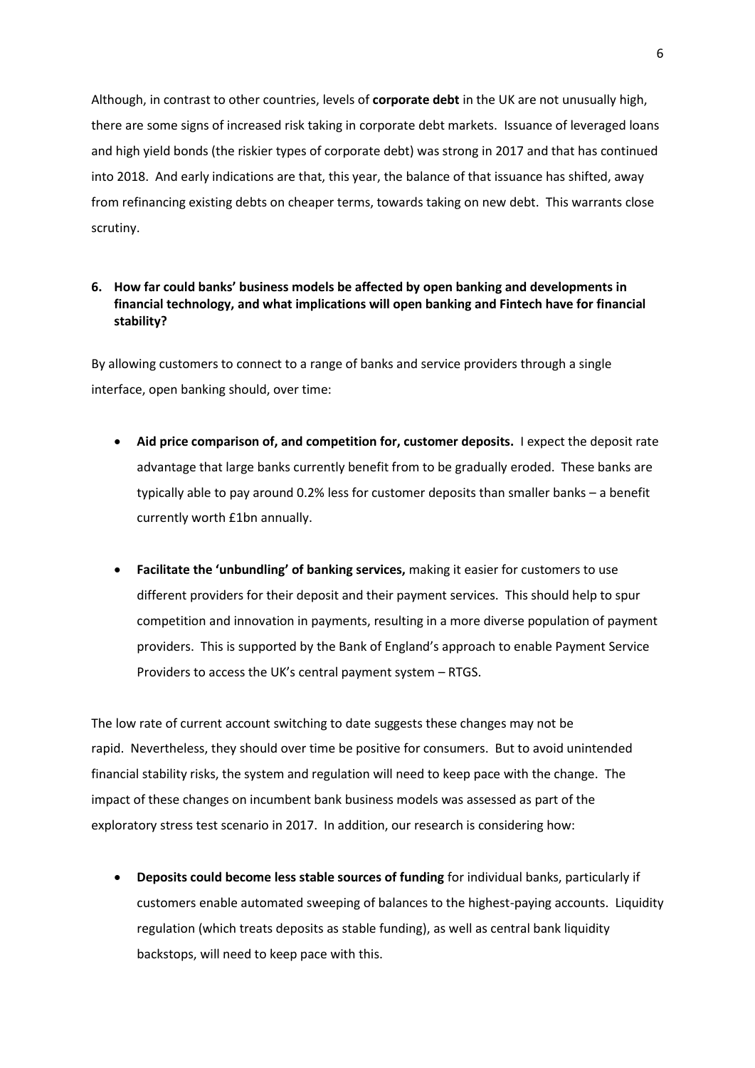Although, in contrast to other countries, levels of **corporate debt** in the UK are not unusually high, there are some signs of increased risk taking in corporate debt markets. Issuance of leveraged loans and high yield bonds (the riskier types of corporate debt) was strong in 2017 and that has continued into 2018. And early indications are that, this year, the balance of that issuance has shifted, away from refinancing existing debts on cheaper terms, towards taking on new debt. This warrants close scrutiny.

**6. How far could banks' business models be affected by open banking and developments in financial technology, and what implications will open banking and Fintech have for financial stability?**

By allowing customers to connect to a range of banks and service providers through a single interface, open banking should, over time:

- **Aid price comparison of, and competition for, customer deposits.** I expect the deposit rate advantage that large banks currently benefit from to be gradually eroded. These banks are typically able to pay around 0.2% less for customer deposits than smaller banks – a benefit currently worth £1bn annually.

- **Facilitate the 'unbundling' of banking services,** making it easier for customers to use different providers for their deposit and their payment services. This should help to spur competition and innovation in payments, resulting in a more diverse population of payment providers. This is supported by the Bank of England's approach to enable Payment Service Providers to access the UK's central payment system – RTGS.

The low rate of current account switching to date suggests these changes may not be rapid. Nevertheless, they should over time be positive for consumers. But to avoid unintended financial stability risks, the system and regulation will need to keep pace with the change. The impact of these changes on incumbent bank business models was assessed as part of the exploratory stress test scenario in 2017. In addition, our research is considering how:

- **Deposits could become less stable sources of funding** for individual banks, particularly if customers enable automated sweeping of balances to the highest-paying accounts. Liquidity regulation (which treats deposits as stable funding), as well as central bank liquidity backstops, will need to keep pace with this.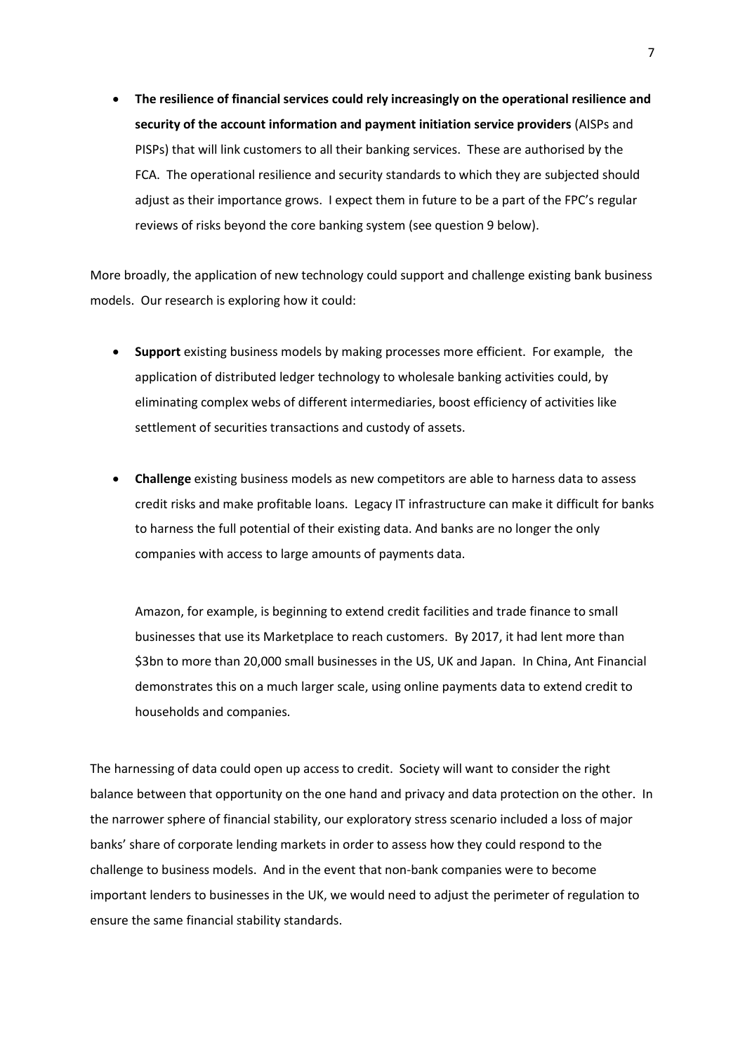- **The resilience of financial services could rely increasingly on the operational resilience and security of the account information and payment initiation service providers** (AISPs and PISPs) that will link customers to all their banking services. These are authorised by the FCA. The operational resilience and security standards to which they are subjected should adjust as their importance grows. I expect them in future to be a part of the FPC's regular reviews of risks beyond the core banking system (see question 9 below).

More broadly, the application of new technology could support and challenge existing bank business models. Our research is exploring how it could:

- **Support** existing business models by making processes more efficient. For example, the application of distributed ledger technology to wholesale banking activities could, by eliminating complex webs of different intermediaries, boost efficiency of activities like settlement of securities transactions and custody of assets.

- **Challenge** existing business models as new competitors are able to harness data to assess credit risks and make profitable loans. Legacy IT infrastructure can make it difficult for banks to harness the full potential of their existing data. And banks are no longer the only companies with access to large amounts of payments data.

  Amazon, for example, is beginning to extend credit facilities and trade finance to small businesses that use its Marketplace to reach customers. By 2017, it had lent more than \$3bn to more than 20,000 small businesses in the US, UK and Japan. In China, Ant Financial demonstrates this on a much larger scale, using online payments data to extend credit to households and companies.

The harnessing of data could open up access to credit. Society will want to consider the right balance between that opportunity on the one hand and privacy and data protection on the other. In the narrower sphere of financial stability, our exploratory stress scenario included a loss of major banks' share of corporate lending markets in order to assess how they could respond to the challenge to business models. And in the event that non-bank companies were to become important lenders to businesses in the UK, we would need to adjust the perimeter of regulation to ensure the same financial stability standards.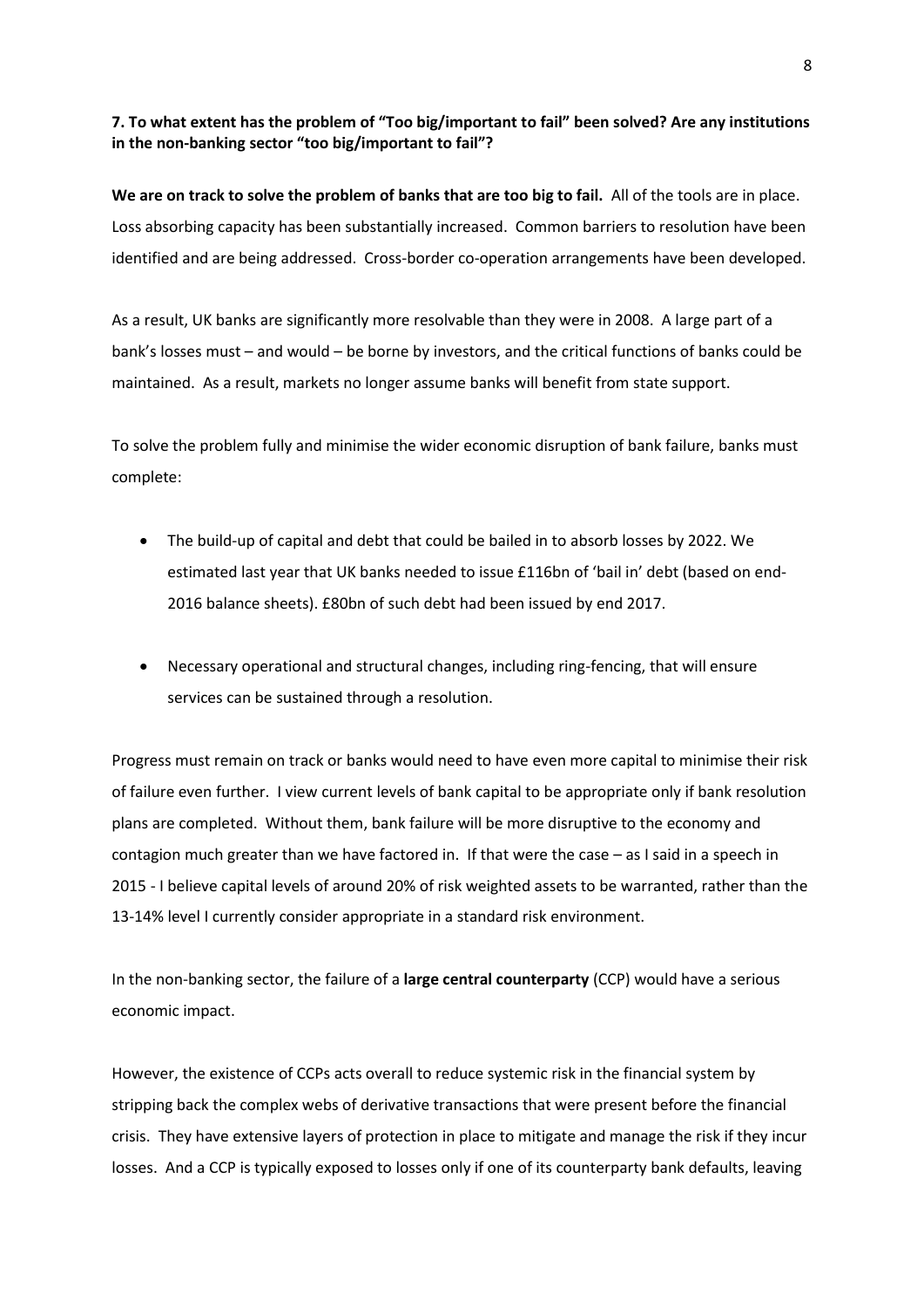**7. To what extent has the problem of "Too big/important to fail" been solved? Are any institutions in the non-banking sector "too big/important to fail"?**

**We are on track to solve the problem of banks that are too big to fail.** All of the tools are in place. Loss absorbing capacity has been substantially increased. Common barriers to resolution have been identified and are being addressed. Cross-border co-operation arrangements have been developed.

As a result, UK banks are significantly more resolvable than they were in 2008. A large part of a bank's losses must – and would – be borne by investors, and the critical functions of banks could be maintained. As a result, markets no longer assume banks will benefit from state support.

To solve the problem fully and minimise the wider economic disruption of bank failure, banks must complete:

- The build-up of capital and debt that could be bailed in to absorb losses by 2022. We estimated last year that UK banks needed to issue £116bn of 'bail in' debt (based on end-2016 balance sheets). £80bn of such debt had been issued by end 2017.
- Necessary operational and structural changes, including ring-fencing, that will ensure services can be sustained through a resolution.

Progress must remain on track or banks would need to have even more capital to minimise their risk of failure even further. I view current levels of bank capital to be appropriate only if bank resolution plans are completed. Without them, bank failure will be more disruptive to the economy and contagion much greater than we have factored in. If that were the case – as I said in a speech in 2015 - I believe capital levels of around 20% of risk weighted assets to be warranted, rather than the 13-14% level I currently consider appropriate in a standard risk environment.

In the non-banking sector, the failure of a **large central counterparty** (CCP) would have a serious economic impact.

However, the existence of CCPs acts overall to reduce systemic risk in the financial system by stripping back the complex webs of derivative transactions that were present before the financial crisis. They have extensive layers of protection in place to mitigate and manage the risk if they incur losses. And a CCP is typically exposed to losses only if one of its counterparty bank defaults, leaving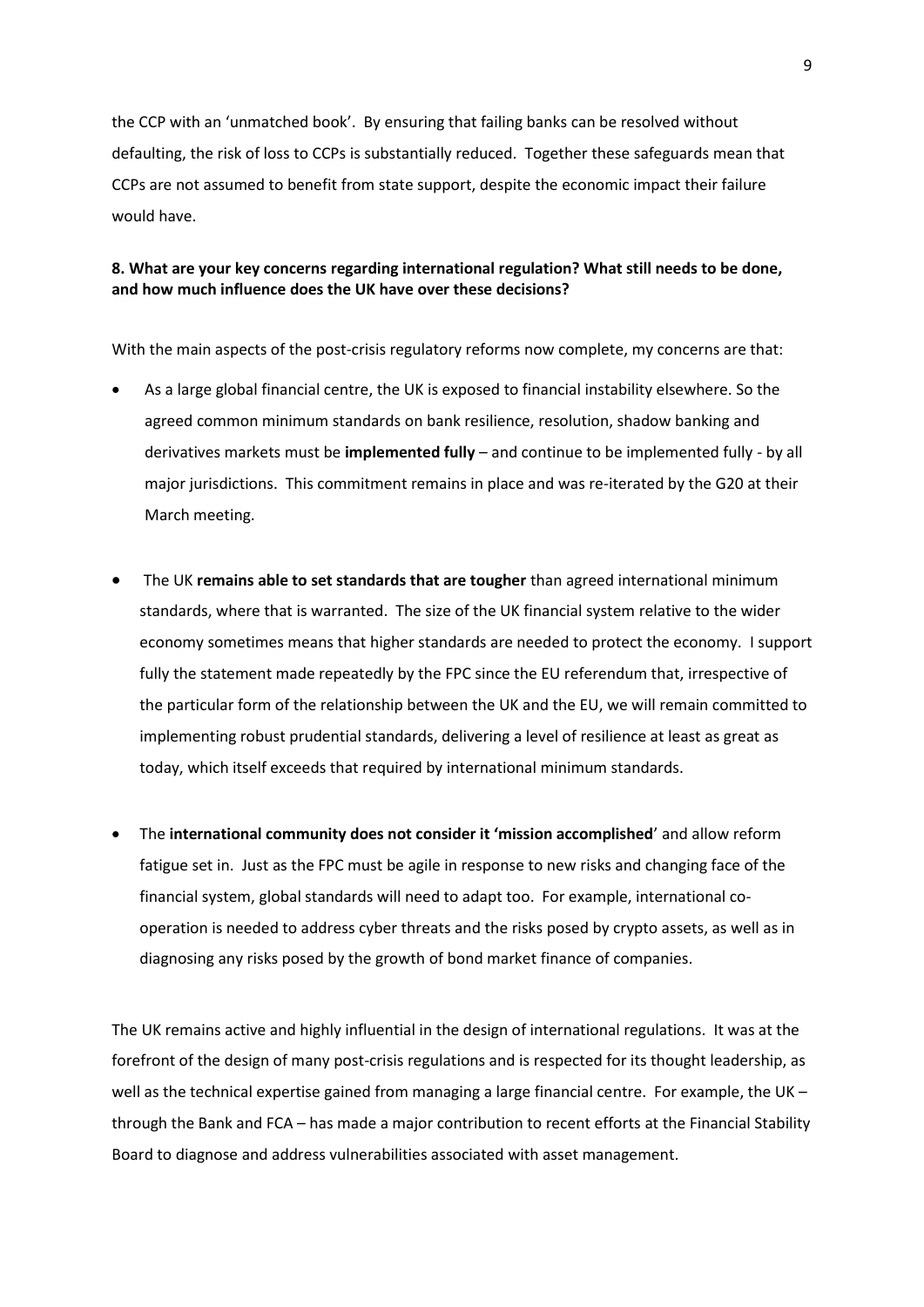the CCP with an 'unmatched book'. By ensuring that failing banks can be resolved without defaulting, the risk of loss to CCPs is substantially reduced. Together these safeguards mean that CCPs are not assumed to benefit from state support, despite the economic impact their failure would have.

**8. What are your key concerns regarding international regulation? What still needs to be done, and how much influence does the UK have over these decisions?**

With the main aspects of the post-crisis regulatory reforms now complete, my concerns are that:

- As a large global financial centre, the UK is exposed to financial instability elsewhere. So the agreed common minimum standards on bank resilience, resolution, shadow banking and derivatives markets must be **implemented fully** – and continue to be implemented fully - by all major jurisdictions. This commitment remains in place and was re-iterated by the G20 at their March meeting.

- The UK **remains able to set standards that are tougher** than agreed international minimum standards, where that is warranted. The size of the UK financial system relative to the wider economy sometimes means that higher standards are needed to protect the economy. I support fully the statement made repeatedly by the FPC since the EU referendum that, irrespective of the particular form of the relationship between the UK and the EU, we will remain committed to implementing robust prudential standards, delivering a level of resilience at least as great as today, which itself exceeds that required by international minimum standards.

- The **international community does not consider it 'mission accomplished**' and allow reform fatigue set in. Just as the FPC must be agile in response to new risks and changing face of the financial system, global standards will need to adapt too. For example, international co-operation is needed to address cyber threats and the risks posed by crypto assets, as well as in diagnosing any risks posed by the growth of bond market finance of companies.

The UK remains active and highly influential in the design of international regulations. It was at the forefront of the design of many post-crisis regulations and is respected for its thought leadership, as well as the technical expertise gained from managing a large financial centre. For example, the UK – through the Bank and FCA – has made a major contribution to recent efforts at the Financial Stability Board to diagnose and address vulnerabilities associated with asset management.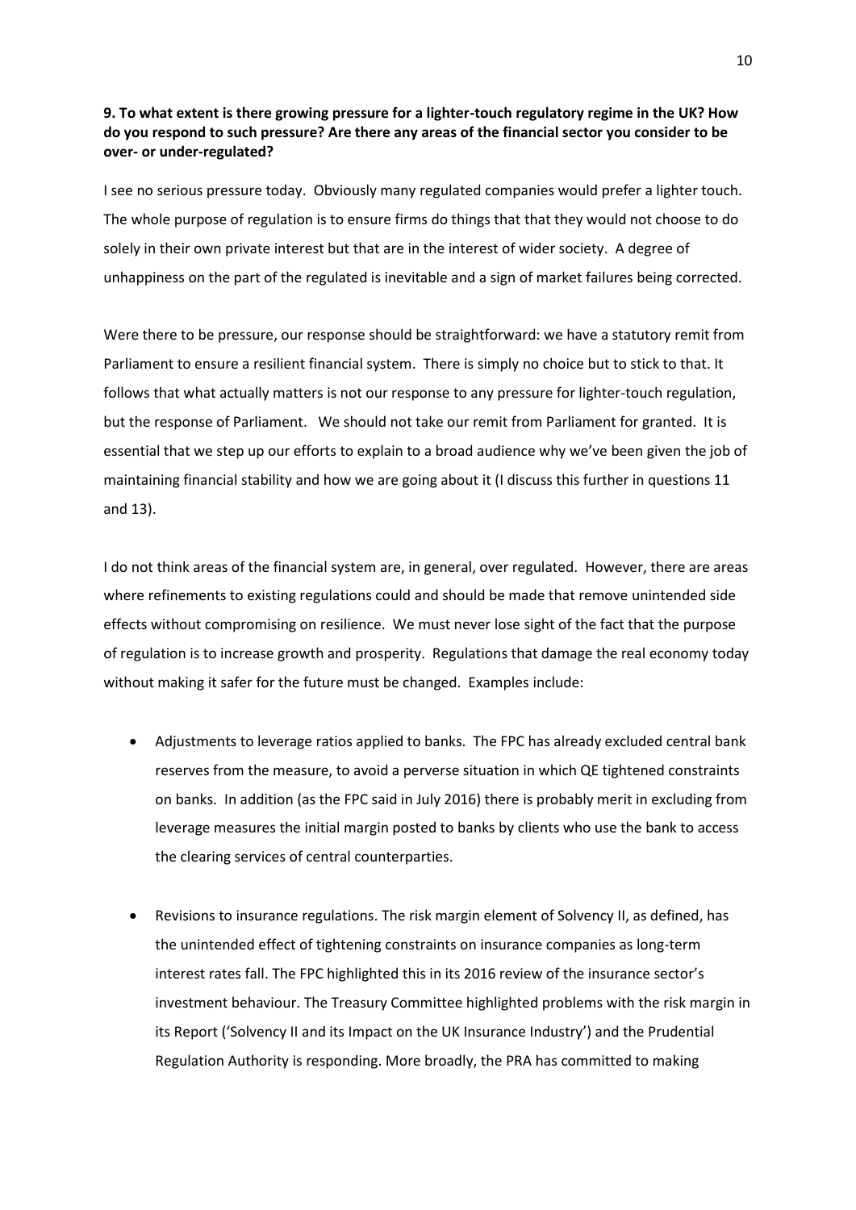**9. To what extent is there growing pressure for a lighter-touch regulatory regime in the UK? How do you respond to such pressure? Are there any areas of the financial sector you consider to be over- or under-regulated?**

I see no serious pressure today. Obviously many regulated companies would prefer a lighter touch. The whole purpose of regulation is to ensure firms do things that that they would not choose to do solely in their own private interest but that are in the interest of wider society. A degree of unhappiness on the part of the regulated is inevitable and a sign of market failures being corrected.

Were there to be pressure, our response should be straightforward: we have a statutory remit from Parliament to ensure a resilient financial system. There is simply no choice but to stick to that. It follows that what actually matters is not our response to any pressure for lighter-touch regulation, but the response of Parliament. We should not take our remit from Parliament for granted. It is essential that we step up our efforts to explain to a broad audience why we've been given the job of maintaining financial stability and how we are going about it (I discuss this further in questions 11 and 13).

I do not think areas of the financial system are, in general, over regulated. However, there are areas where refinements to existing regulations could and should be made that remove unintended side effects without compromising on resilience. We must never lose sight of the fact that the purpose of regulation is to increase growth and prosperity. Regulations that damage the real economy today without making it safer for the future must be changed. Examples include:

- Adjustments to leverage ratios applied to banks. The FPC has already excluded central bank reserves from the measure, to avoid a perverse situation in which QE tightened constraints on banks. In addition (as the FPC said in July 2016) there is probably merit in excluding from leverage measures the initial margin posted to banks by clients who use the bank to access the clearing services of central counterparties.

- Revisions to insurance regulations. The risk margin element of Solvency II, as defined, has the unintended effect of tightening constraints on insurance companies as long-term interest rates fall. The FPC highlighted this in its 2016 review of the insurance sector's investment behaviour. The Treasury Committee highlighted problems with the risk margin in its Report ('Solvency II and its Impact on the UK Insurance Industry') and the Prudential Regulation Authority is responding. More broadly, the PRA has committed to making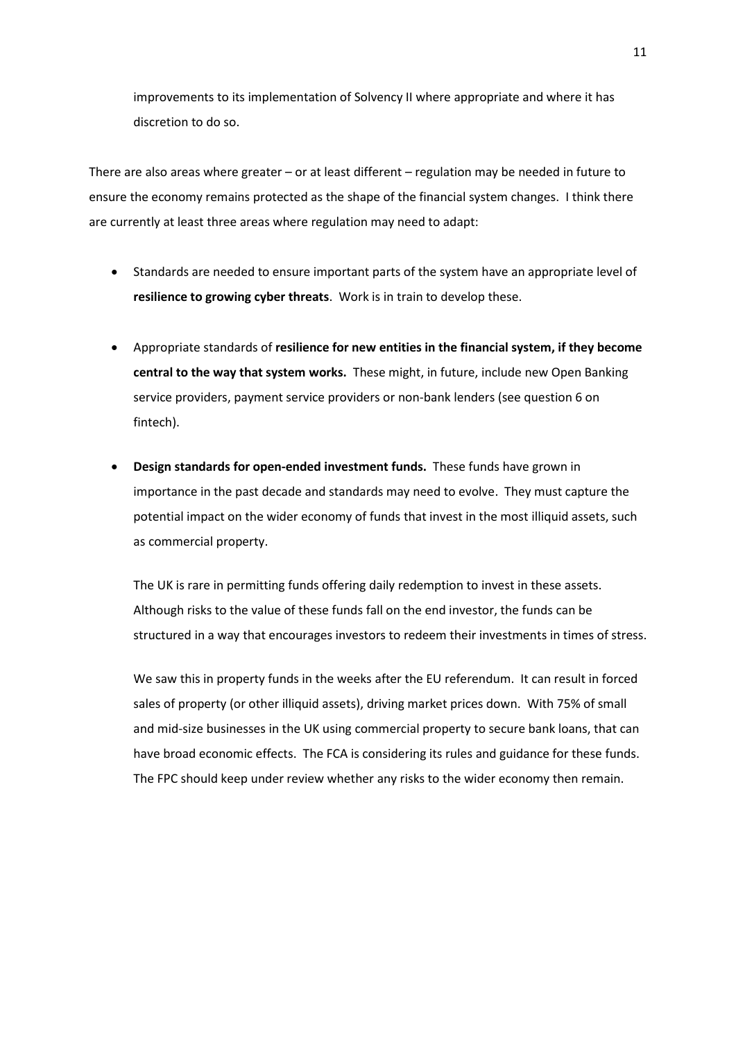improvements to its implementation of Solvency II where appropriate and where it has discretion to do so.

There are also areas where greater – or at least different – regulation may be needed in future to ensure the economy remains protected as the shape of the financial system changes. I think there are currently at least three areas where regulation may need to adapt:

- Standards are needed to ensure important parts of the system have an appropriate level of **resilience to growing cyber threats**. Work is in train to develop these.

- Appropriate standards of **resilience for new entities in the financial system, if they become central to the way that system works.** These might, in future, include new Open Banking service providers, payment service providers or non-bank lenders (see question 6 on fintech).

- **Design standards for open-ended investment funds.** These funds have grown in importance in the past decade and standards may need to evolve. They must capture the potential impact on the wider economy of funds that invest in the most illiquid assets, such as commercial property.

  The UK is rare in permitting funds offering daily redemption to invest in these assets. Although risks to the value of these funds fall on the end investor, the funds can be structured in a way that encourages investors to redeem their investments in times of stress.

  We saw this in property funds in the weeks after the EU referendum. It can result in forced sales of property (or other illiquid assets), driving market prices down. With 75% of small and mid-size businesses in the UK using commercial property to secure bank loans, that can have broad economic effects. The FCA is considering its rules and guidance for these funds. The FPC should keep under review whether any risks to the wider economy then remain.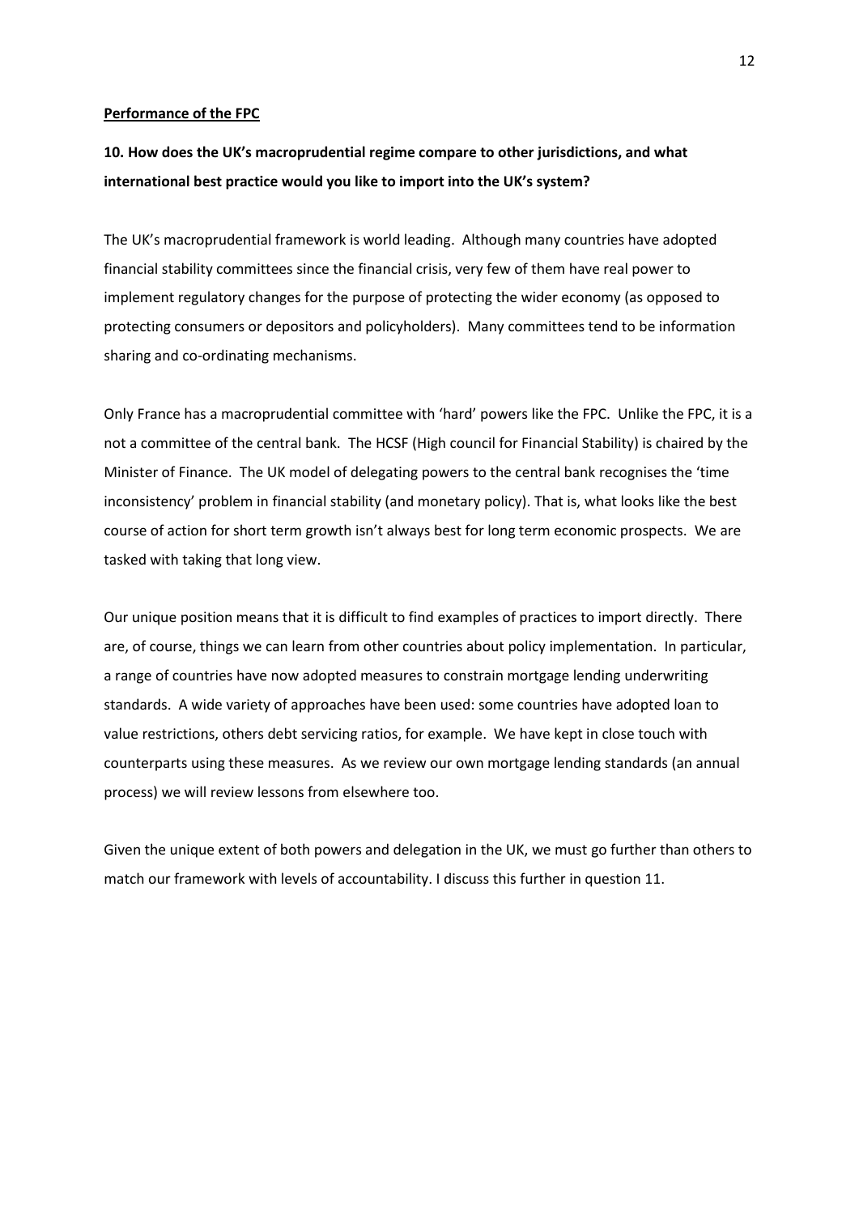**Performance of the FPC**

**10. How does the UK's macroprudential regime compare to other jurisdictions, and what international best practice would you like to import into the UK's system?**

The UK's macroprudential framework is world leading. Although many countries have adopted financial stability committees since the financial crisis, very few of them have real power to implement regulatory changes for the purpose of protecting the wider economy (as opposed to protecting consumers or depositors and policyholders). Many committees tend to be information sharing and co-ordinating mechanisms.

Only France has a macroprudential committee with 'hard' powers like the FPC. Unlike the FPC, it is a not a committee of the central bank. The HCSF (High council for Financial Stability) is chaired by the Minister of Finance. The UK model of delegating powers to the central bank recognises the 'time inconsistency' problem in financial stability (and monetary policy). That is, what looks like the best course of action for short term growth isn't always best for long term economic prospects. We are tasked with taking that long view.

Our unique position means that it is difficult to find examples of practices to import directly. There are, of course, things we can learn from other countries about policy implementation. In particular, a range of countries have now adopted measures to constrain mortgage lending underwriting standards. A wide variety of approaches have been used: some countries have adopted loan to value restrictions, others debt servicing ratios, for example. We have kept in close touch with counterparts using these measures. As we review our own mortgage lending standards (an annual process) we will review lessons from elsewhere too.

Given the unique extent of both powers and delegation in the UK, we must go further than others to match our framework with levels of accountability. I discuss this further in question 11.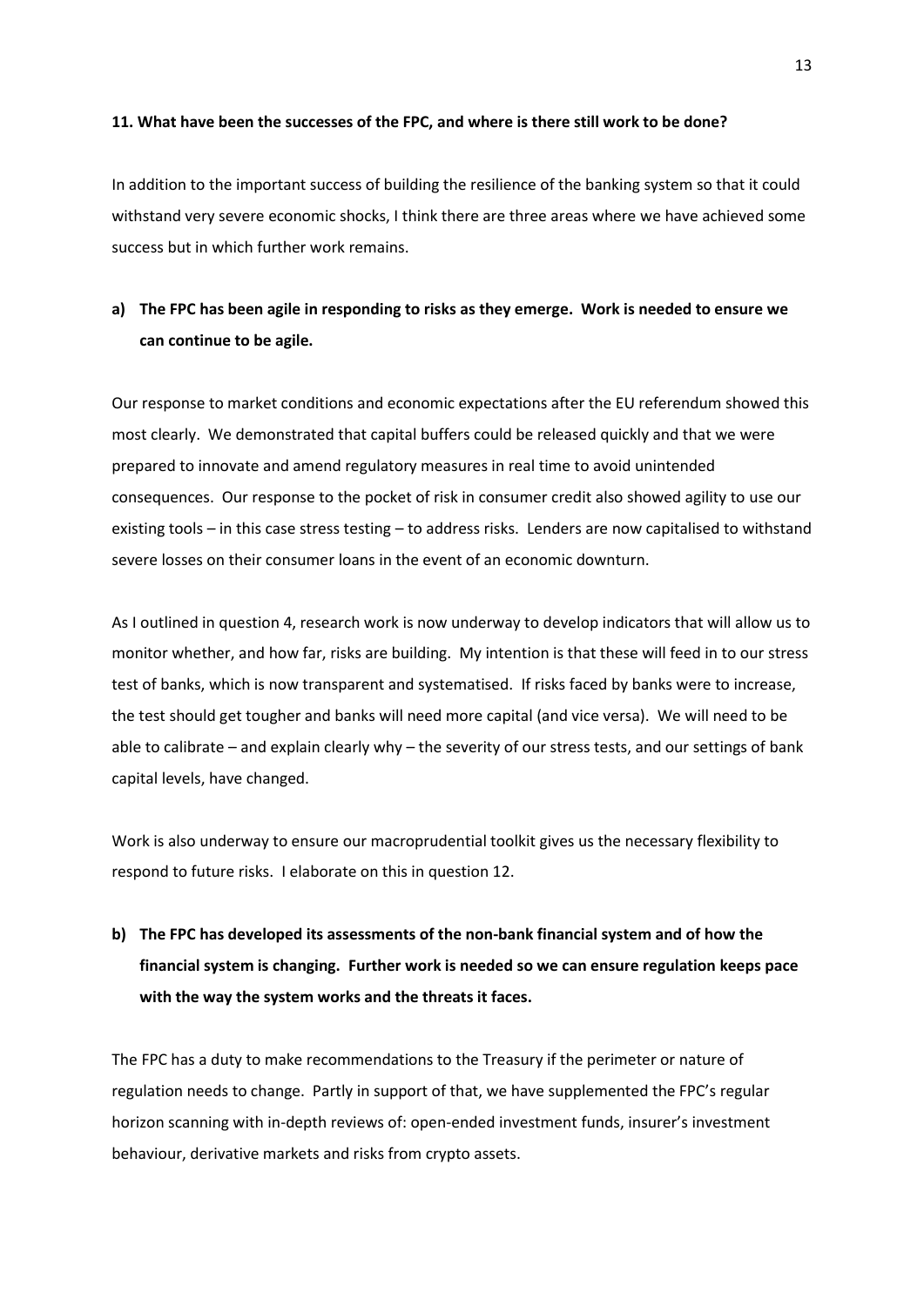**11. What have been the successes of the FPC, and where is there still work to be done?**

In addition to the important success of building the resilience of the banking system so that it could withstand very severe economic shocks, I think there are three areas where we have achieved some success but in which further work remains.

**a) The FPC has been agile in responding to risks as they emerge. Work is needed to ensure we can continue to be agile.**

Our response to market conditions and economic expectations after the EU referendum showed this most clearly. We demonstrated that capital buffers could be released quickly and that we were prepared to innovate and amend regulatory measures in real time to avoid unintended consequences. Our response to the pocket of risk in consumer credit also showed agility to use our existing tools – in this case stress testing – to address risks. Lenders are now capitalised to withstand severe losses on their consumer loans in the event of an economic downturn.

As I outlined in question 4, research work is now underway to develop indicators that will allow us to monitor whether, and how far, risks are building. My intention is that these will feed in to our stress test of banks, which is now transparent and systematised. If risks faced by banks were to increase, the test should get tougher and banks will need more capital (and vice versa). We will need to be able to calibrate – and explain clearly why – the severity of our stress tests, and our settings of bank capital levels, have changed.

Work is also underway to ensure our macroprudential toolkit gives us the necessary flexibility to respond to future risks. I elaborate on this in question 12.

**b) The FPC has developed its assessments of the non-bank financial system and of how the financial system is changing. Further work is needed so we can ensure regulation keeps pace with the way the system works and the threats it faces.**

The FPC has a duty to make recommendations to the Treasury if the perimeter or nature of regulation needs to change. Partly in support of that, we have supplemented the FPC's regular horizon scanning with in-depth reviews of: open-ended investment funds, insurer's investment behaviour, derivative markets and risks from crypto assets.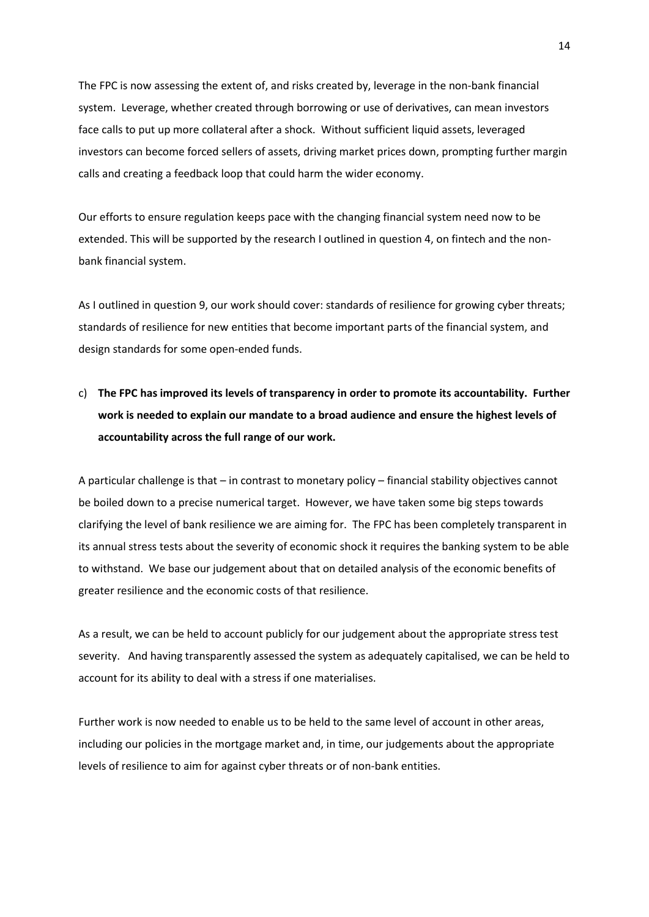The FPC is now assessing the extent of, and risks created by, leverage in the non-bank financial system. Leverage, whether created through borrowing or use of derivatives, can mean investors face calls to put up more collateral after a shock. Without sufficient liquid assets, leveraged investors can become forced sellers of assets, driving market prices down, prompting further margin calls and creating a feedback loop that could harm the wider economy.

Our efforts to ensure regulation keeps pace with the changing financial system need now to be extended. This will be supported by the research I outlined in question 4, on fintech and the non-bank financial system.

As I outlined in question 9, our work should cover: standards of resilience for growing cyber threats; standards of resilience for new entities that become important parts of the financial system, and design standards for some open-ended funds.

c) **The FPC has improved its levels of transparency in order to promote its accountability. Further work is needed to explain our mandate to a broad audience and ensure the highest levels of accountability across the full range of our work.**

A particular challenge is that – in contrast to monetary policy – financial stability objectives cannot be boiled down to a precise numerical target. However, we have taken some big steps towards clarifying the level of bank resilience we are aiming for. The FPC has been completely transparent in its annual stress tests about the severity of economic shock it requires the banking system to be able to withstand. We base our judgement about that on detailed analysis of the economic benefits of greater resilience and the economic costs of that resilience.

As a result, we can be held to account publicly for our judgement about the appropriate stress test severity. And having transparently assessed the system as adequately capitalised, we can be held to account for its ability to deal with a stress if one materialises.

Further work is now needed to enable us to be held to the same level of account in other areas, including our policies in the mortgage market and, in time, our judgements about the appropriate levels of resilience to aim for against cyber threats or of non-bank entities.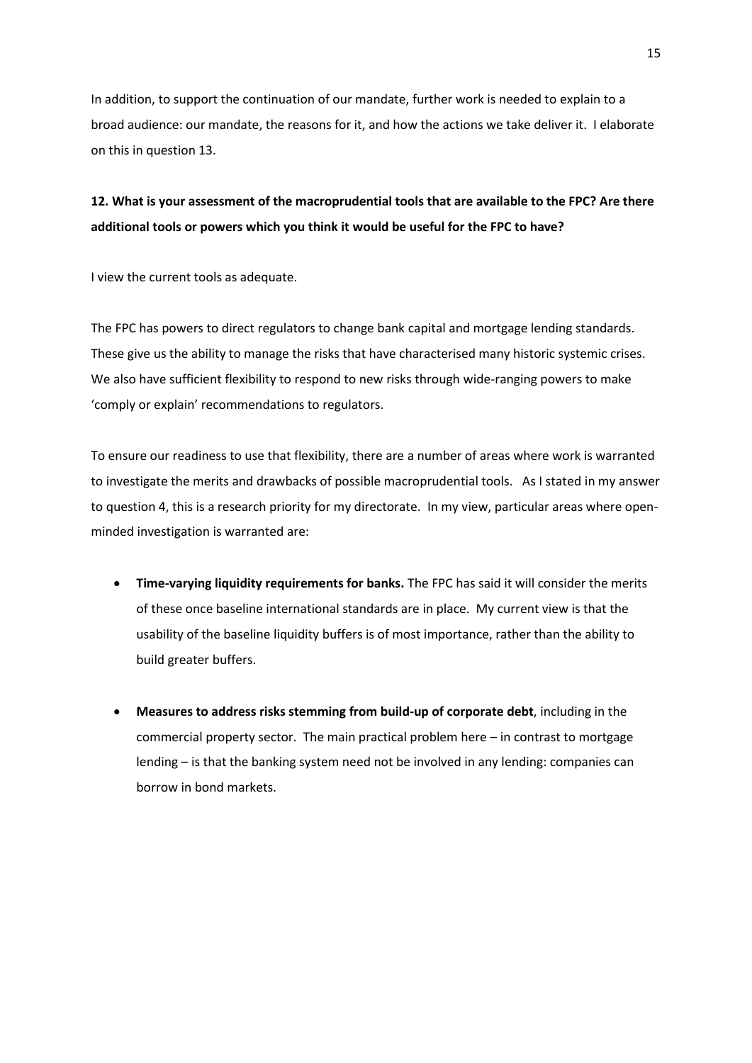In addition, to support the continuation of our mandate, further work is needed to explain to a broad audience: our mandate, the reasons for it, and how the actions we take deliver it. I elaborate on this in question 13.

**12. What is your assessment of the macroprudential tools that are available to the FPC? Are there additional tools or powers which you think it would be useful for the FPC to have?**

I view the current tools as adequate.

The FPC has powers to direct regulators to change bank capital and mortgage lending standards. These give us the ability to manage the risks that have characterised many historic systemic crises. We also have sufficient flexibility to respond to new risks through wide-ranging powers to make 'comply or explain' recommendations to regulators.

To ensure our readiness to use that flexibility, there are a number of areas where work is warranted to investigate the merits and drawbacks of possible macroprudential tools. As I stated in my answer to question 4, this is a research priority for my directorate. In my view, particular areas where open-minded investigation is warranted are:

- **Time-varying liquidity requirements for banks.** The FPC has said it will consider the merits of these once baseline international standards are in place. My current view is that the usability of the baseline liquidity buffers is of most importance, rather than the ability to build greater buffers.

- **Measures to address risks stemming from build-up of corporate debt**, including in the commercial property sector. The main practical problem here – in contrast to mortgage lending – is that the banking system need not be involved in any lending: companies can borrow in bond markets.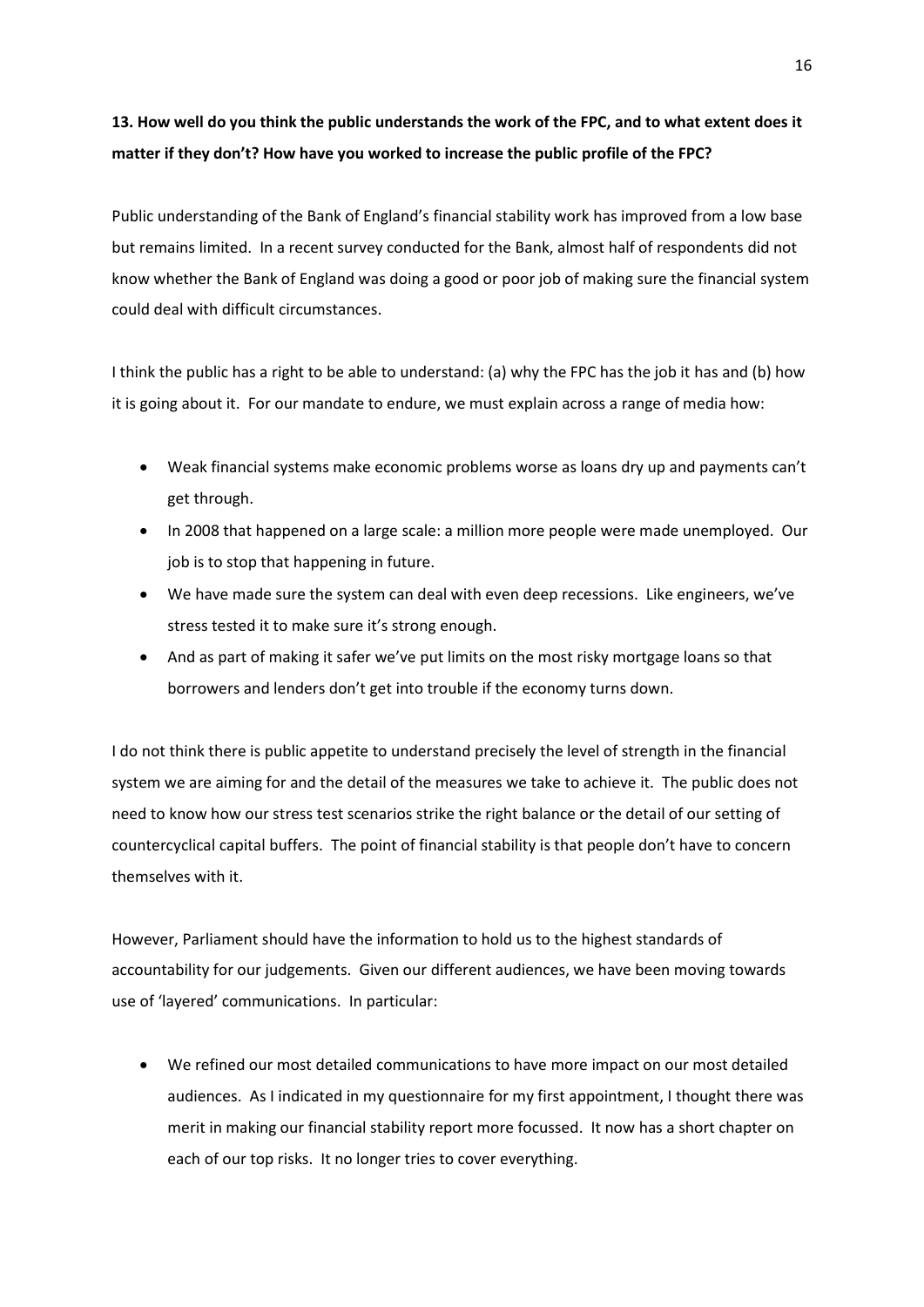**13. How well do you think the public understands the work of the FPC, and to what extent does it matter if they don't? How have you worked to increase the public profile of the FPC?**

Public understanding of the Bank of England's financial stability work has improved from a low base but remains limited. In a recent survey conducted for the Bank, almost half of respondents did not know whether the Bank of England was doing a good or poor job of making sure the financial system could deal with difficult circumstances.

I think the public has a right to be able to understand: (a) why the FPC has the job it has and (b) how it is going about it. For our mandate to endure, we must explain across a range of media how:

- Weak financial systems make economic problems worse as loans dry up and payments can't get through.
- In 2008 that happened on a large scale: a million more people were made unemployed. Our job is to stop that happening in future.
- We have made sure the system can deal with even deep recessions. Like engineers, we've stress tested it to make sure it's strong enough.
- And as part of making it safer we've put limits on the most risky mortgage loans so that borrowers and lenders don't get into trouble if the economy turns down.

I do not think there is public appetite to understand precisely the level of strength in the financial system we are aiming for and the detail of the measures we take to achieve it. The public does not need to know how our stress test scenarios strike the right balance or the detail of our setting of countercyclical capital buffers. The point of financial stability is that people don't have to concern themselves with it.

However, Parliament should have the information to hold us to the highest standards of accountability for our judgements. Given our different audiences, we have been moving towards use of 'layered' communications. In particular:

- We refined our most detailed communications to have more impact on our most detailed audiences. As I indicated in my questionnaire for my first appointment, I thought there was merit in making our financial stability report more focussed. It now has a short chapter on each of our top risks. It no longer tries to cover everything.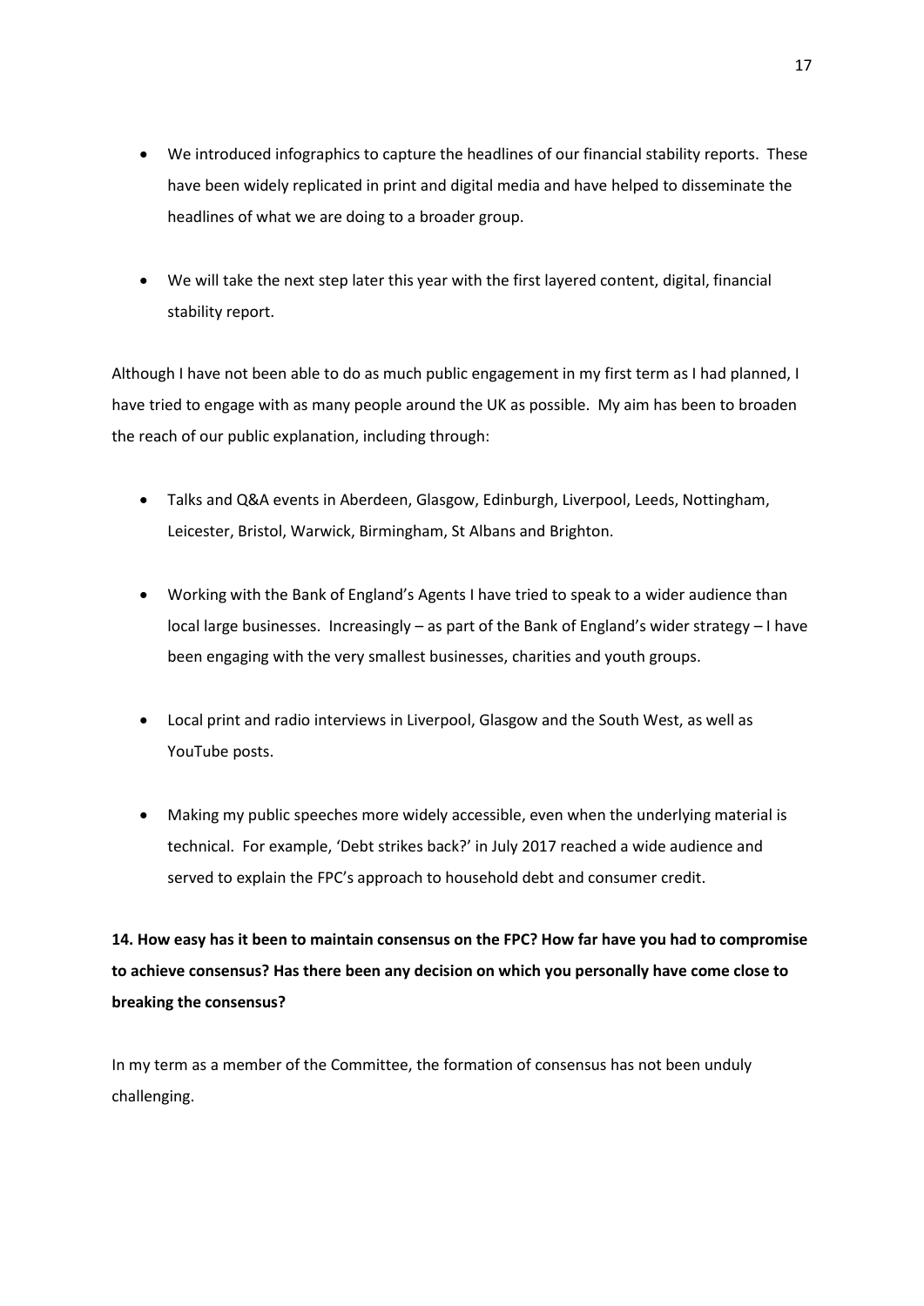- We introduced infographics to capture the headlines of our financial stability reports. These have been widely replicated in print and digital media and have helped to disseminate the headlines of what we are doing to a broader group.

- We will take the next step later this year with the first layered content, digital, financial stability report.

Although I have not been able to do as much public engagement in my first term as I had planned, I have tried to engage with as many people around the UK as possible. My aim has been to broaden the reach of our public explanation, including through:

- Talks and Q&A events in Aberdeen, Glasgow, Edinburgh, Liverpool, Leeds, Nottingham, Leicester, Bristol, Warwick, Birmingham, St Albans and Brighton.

- Working with the Bank of England's Agents I have tried to speak to a wider audience than local large businesses. Increasingly – as part of the Bank of England's wider strategy – I have been engaging with the very smallest businesses, charities and youth groups.

- Local print and radio interviews in Liverpool, Glasgow and the South West, as well as YouTube posts.

- Making my public speeches more widely accessible, even when the underlying material is technical. For example, 'Debt strikes back?' in July 2017 reached a wide audience and served to explain the FPC's approach to household debt and consumer credit.

**14. How easy has it been to maintain consensus on the FPC? How far have you had to compromise to achieve consensus? Has there been any decision on which you personally have come close to breaking the consensus?**

In my term as a member of the Committee, the formation of consensus has not been unduly challenging.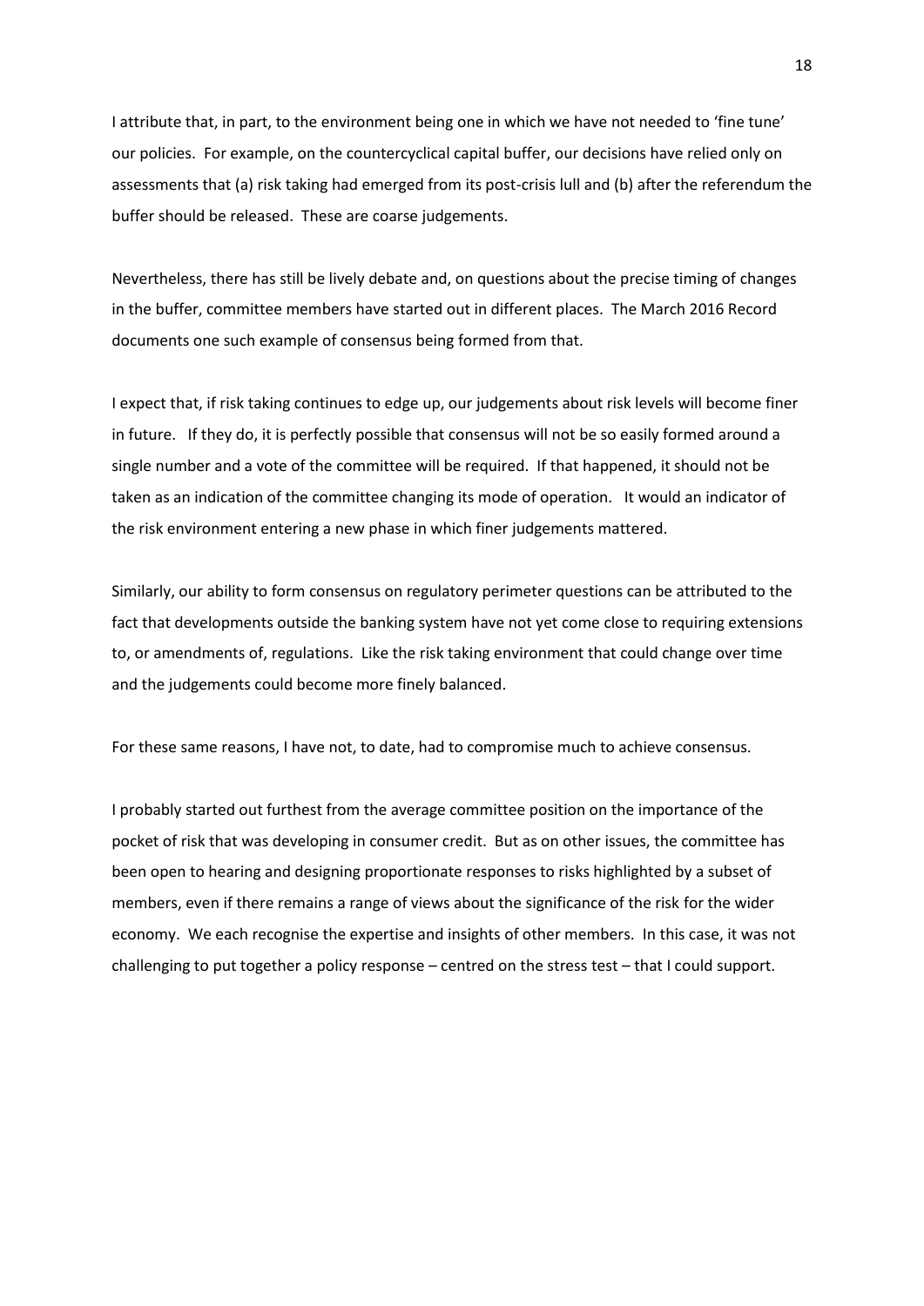I attribute that, in part, to the environment being one in which we have not needed to 'fine tune' our policies. For example, on the countercyclical capital buffer, our decisions have relied only on assessments that (a) risk taking had emerged from its post-crisis lull and (b) after the referendum the buffer should be released. These are coarse judgements.

Nevertheless, there has still be lively debate and, on questions about the precise timing of changes in the buffer, committee members have started out in different places. The March 2016 Record documents one such example of consensus being formed from that.

I expect that, if risk taking continues to edge up, our judgements about risk levels will become finer in future. If they do, it is perfectly possible that consensus will not be so easily formed around a single number and a vote of the committee will be required. If that happened, it should not be taken as an indication of the committee changing its mode of operation. It would an indicator of the risk environment entering a new phase in which finer judgements mattered.

Similarly, our ability to form consensus on regulatory perimeter questions can be attributed to the fact that developments outside the banking system have not yet come close to requiring extensions to, or amendments of, regulations. Like the risk taking environment that could change over time and the judgements could become more finely balanced.

For these same reasons, I have not, to date, had to compromise much to achieve consensus.

I probably started out furthest from the average committee position on the importance of the pocket of risk that was developing in consumer credit. But as on other issues, the committee has been open to hearing and designing proportionate responses to risks highlighted by a subset of members, even if there remains a range of views about the significance of the risk for the wider economy. We each recognise the expertise and insights of other members. In this case, it was not challenging to put together a policy response – centred on the stress test – that I could support.